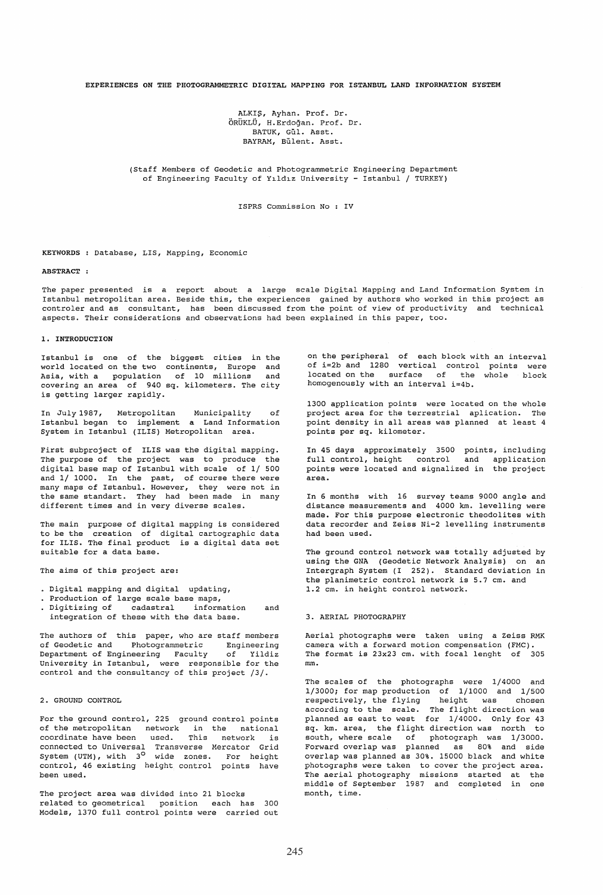# EXPERIENCES ON THE PHOTOGRAMMETRIC DIGITAL MAPPING FOR ISTANBUL LAND INFORMATION SYSTEM

ALKIŞ, Ayhan. Prof. Dr.
ÖRÜKLÜ, H.Erdoğan. Prof. Dr.
BATUK, Gül. Asst.
BAYRAM, Bülent. Asst.

(Staff Members of Geodetic and Photogrammetric Engineering Department of Engineering Faculty of Yıldız University - Istanbul / TURKEY)

ISPRS Commission No : IV

**KEYWORDS** : Database, LIS, Mapping, Economic

**ABSTRACT** :

The paper presented is a report about a large scale Digital Mapping and Land Information System in Istanbul metropolitan area. Beside this, the experiences gained by authors who worked in this project as controler and as consultant, has been discussed from the point of view of productivity and technical aspects. Their considerations and observations had been explained in this paper, too.

## 1. INTRODUCTION

Istanbul is one of the biggest cities in the world located on the two continents, Europe and Asia, with a population of 10 millions and covering an area of 940 sq. kilometers. The city is getting larger rapidly.

In July 1987, Metropolitan Municipality of Istanbul began to implement a Land Information System in Istanbul (ILIS) Metropolitan area.

First subproject of ILIS was the digital mapping. The purpose of the project was to produce the digital base map of Istanbul with scale of 1/ 500 and 1/ 1000. In the past, of course there were many maps of Istanbul. However, they were not in the same standart. They had been made in many different times and in very diverse scales.

The main purpose of digital mapping is considered to be the creation of digital cartographic data for ILIS. The final product is a digital data set suitable for a data base.

The aims of this project are:

- Digital mapping and digital updating,
- Production of large scale base maps,
- Digitizing of cadastral information and integration of these with the data base.

The authors of this paper, who are staff members of Geodetic and Photogrammetric Engineering Department of Engineering Faculty of Yildiz University in Istanbul, were responsible for the control and the consultancy of this project /3/.

## 2. GROUND CONTROL

For the ground control, 225 ground control points of the metropolitan network in the national coordinate have been used. This network is connected to Universal Transverse Mercator Grid System (UTM), with $3^{o}$ wide zones. For height control, 46 existing height control points have been used.

The project area was divided into 21 blocks related to geometrical position each has 300 Models, 1370 full control points were carried out on the peripheral of each block with an interval of i=2b and 1280 vertical control points were located on the surface of the whole block homogenously with an interval i=4b.

1300 application points were located on the whole project area for the terrestrial aplication. The point density in all areas was planned at least 4 points per sq. kilometer.

In 45 days approximately 3500 points, including full control, height control and application points were located and signalized in the project area.

In 6 months with 16 survey teams 9000 angle and distance measurements and 4000 km. levelling were made. For this purpose electronic theodolites with data recorder and Zeiss Ni-2 levelling instruments had been used.

The ground control network was totally adjusted by using the GNA (Geodetic Network Analysis) on an Intergraph System (I 252). Standard deviation in the planimetric control network is 5.7 cm. and 1.2 cm. in height control network.

## 3. AERIAL PHOTOGRAPHY

Aerial photographs were taken using a Zeiss RMK camera with a forward motion compensation (FMC). The format is 23x23 cm. with focal lenght of 305 mm.

The scales of the photographs were 1/4000 and 1/3000; for map production of 1/1000 and 1/500 respectively, the flying height was chosen according to the scale. The flight direction was planned as east to west for 1/4000. Only for 43 sq. km. area, the flight direction was north to south, where scale of photograph was 1/3000. Forward overlap was planned as 80% and side overlap was planned as 30%. 15000 black and white photographs were taken to cover the project area. The aerial photography missions started at the middle of September 1987 and completed in one month, time.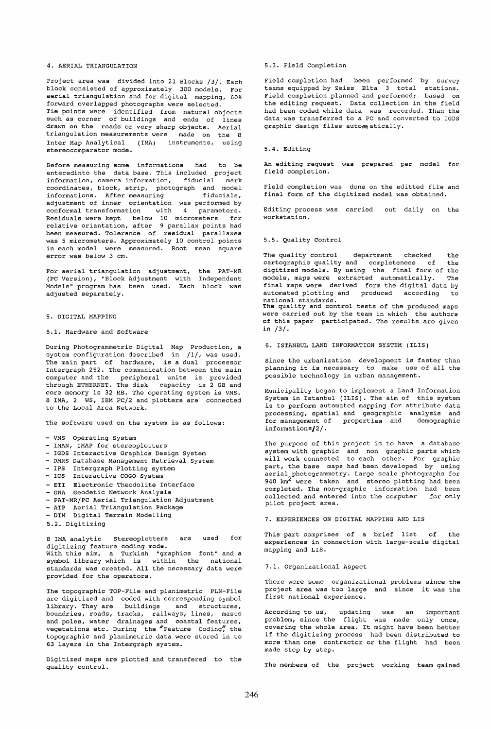## 4. AERIAL TRIANGULATION

Project area was divided into 21 Blocks /3/. Each block consisted of approximately 300 models. For aerial triangulation and for digital mapping, 60% forward overlapped photographs were selected. Tie points were identified from natural objects such as corner of buildings and ends of lines drawn on the roads or very sharp objects. Aerial triangulation measurements were made on the 8 Inter Map Analytical (IMA) instruments, using stereocomparator mode.

Before measuring some informations had to be enteredinto the data base. This included project information, camera information, fiducial mark coordinates, block, strip, photograph and model informations. After measuring fiducials, adjustment of inner orientation was performed by conformal transformation with 4 parameters. Residuals were kept below 10 micrometers for relative oriantation, after 9 parallax points had been measured. Tolerance of residual parallaxes was 5 micrometers. Approximately 10 control points in each model were measured. Root mean square error was below 3 cm.

For aerial triangulation adjustment, the PAT-MR (PC Version), "Block Adjustment with Independent Models" program has been used. Each block was adjusted separately.

## 5. DIGITAL MAPPING

### 5.1. Hardware and Software

During Photogrammetric Digital Map Production, a system configuration described in /1/, was used. The main part of hardware, is a dual processor Intergraph 252. The communication between the main computer and the peripheral units is provided through ETHERNET. The disk capacity is 2 GB and core memory is 32 MB. The operating system is VMS. 8 IMA, 2 WS, IBM PC/2 and plotters are connected to the Local Area Network.

The software used on the system is as follows:

- VMS Operating System
- IMAN, IMAP for stereoplotters
- IGDS Interactive Graphics Design System
- DMRS Database Management Retrieval System
- IPS Intergraph Plotting system
- ICS Interactive COGO System
- ETI Electronic Theodolite Interface
- GNA Geodetic Network Analysis
- PAT-MR/PC Aerial Triangulation Adjustment
- ATP Aerial Triangulation Package
- DTM Digital Terrain Modelling

### 5.2. Digitizing

8 IMA analytic Stereoplotters are used for digitizing feature coding mode.
With this aim, a Turkish "graphics font" and a symbol library which is within the national standards was created. All the necessary data were provided for the operators.

The topographic TOP-File and planimetric PLN-File are digitized and coded with corresponding symbol library. They are buildings and structures, boundries, roads, tracks, railways, lines, masts and poles, water drainages and coastal features, vegetations etc. During the "Feature Coding" the topographic and planimetric data were stored in to 63 layers in the Intergraph system.

Digitized maps are plotted and transfered to the quality control.

### 5.3. Field Completion

Field completion had been performed by survey teams equipped by Zeiss Elta 3 total stations. Field completion planned and performed; based on the editing request. Data collection in the field had been coded while data was recorded. Than the data was transferred to a PC and converted to IGDS graphic design files automatically.

### 5.4. Editing

An editing request was prepared per model for field completion.

Field completion was done on the editted file and final form of the digitized model was obtained.

Editing process was carried out daily on the workstation.

### 5.5. Quality Control

The quality control department checked the cartographic quality and completeness of the digitized models. By using the final form of the models, maps were extracted automatically. The final maps were derived form the digital data by automated plotting and produced according to national standards.
The quality and control tests of the produced maps were carried out by the team in which the authors of this paper participated. The results are given in /3/.

## 6. ISTANBUL LAND INFORMATION SYSTEM (ILIS)

Since the urbanization development is faster than planning it is necessary to make use of all the possible technology in urban management.

Municipality began to implement a Land Information System in Istanbul (ILIS). The aim of this system is to perform automated mapping for attribute data processing, spatial and geographic analysis and for management of properties and demographic informations/2/.

The purpose of this project is to have a database system with graphic and non graphic parts which will work connected to each other. For graphic part, the base maps had been developed by using aerial photogrammetry. Large scale photographs for 940 km$^2$ were taken and stereo plotting had been completed. The non-graphic information had been collected and entered into the computer for only pilot project area.

## 7. EXPERIENCES ON DIGITAL MAPPING AND LIS

This part comprises of a brief list of the experiences in connection with large-scale digital mapping and LIS.

### 7.1. Organizational Aspect

There were some organizational problems since the project area was too large and since it was the first national experience.

According to us, updating was an important problem, since the flight was made only once, covering the whole area. It might have been better if the digitizing process had been distributed to more than one contractor or the flight had been made step by step.

The members of the project working team gained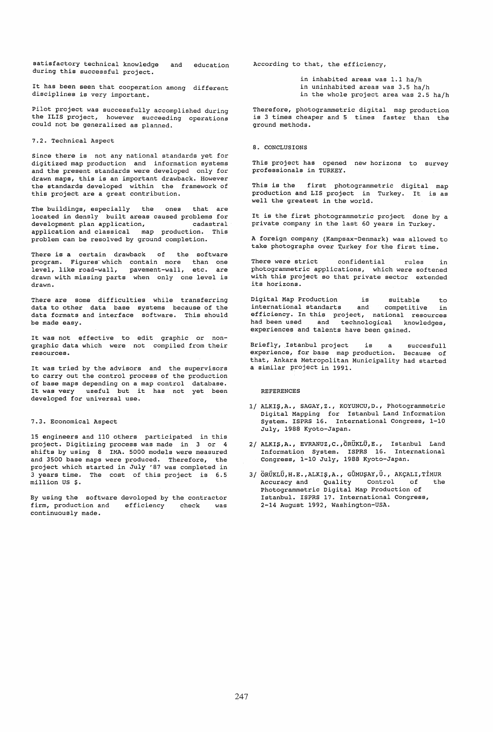satisfactory technical knowledge and education during this successful project.

It has been seen that cooperation among different disciplines is very important.

Pilot project was successfully accomplished during the ILIS project, however succeeding operations could not be generalized as planned.

### 7.2. Technical Aspect

Since there is not any national standards yet for digitized map production and information systems and the present standards were developed only for drawn maps, this is an important drawback. However the standards developed within the framework of this project are a great contribution.

The buildings, especially the ones that are located in densly built areas caused problems for development plan application, cadastral application and classical map production. This problem can be resolved by ground completion.

There is a certain drawback of the software program. Figures which contain more than one level, like road-wall, pavement-wall, etc. are drawn with missing parts when only one level is drawn.

There are some difficulties while transferring data to other data base systems because of the data formats and interface software. This should be made easy.

It was not effective to edit graphic or non-graphic data which were not compiled from their resources.

It was tried by the advisors and the supervisors to carry out the control process of the production of base maps depending on a map control database. It was very useful but it has not yet been developed for universal use.

### 7.3. Economical Aspect

15 engineers and 110 others participated in this project. Digitizing process was made in 3 or 4 shifts by using 8 IMA. 5000 models were measured and 3500 base maps were produced. Therefore, the project which started in July '87 was completed in 3 years time. The cost of this project is 6.5 million US $.

By using the software devoloped by the contractor firm, production and efficiency check was continuously made.

According to that, the efficiency,

in inhabited areas was 1.1 ha/h
in uninhabited areas was 3.5 ha/h
in the whole project area was 2.5 ha/h

Therefore, photogrammetric digital map production is 3 times cheaper and 5 times faster than the ground methods.

## 8. CONCLUSIONS

This project has opened new horizons to survey professionals in TURKEY.

This is the first photogrammetric digital map production and LIS project in Turkey. It is as well the greatest in the world.

It is the first photogrammetric project done by a private company in the last 60 years in Turkey.

A foreign company (Kampsax-Denmark) was allowed to take photographs over Turkey for the first time.

There were strict confidential rules in photogrammetric applications, which were softened with this project so that private sector extended its horizons.

Digital Map Production is suitable to international standarts and competitive in efficiency. In this project, national resources had been used and technological knowledges, experiences and talents have been gained.

Briefly, Istanbul project is a succesfull experience, for base map production. Because of that, Ankara Metropolitan Municipality had started a similar project in 1991.

## REFERENCES

1/ ALKIŞ,A., SAGAY,Z., KOYUNCU,D., Photogrammetric Digital Mapping for Istanbul Land Information System. ISPRS 16. International Congress, 1-10 July, 1988 Kyoto-Japan.

2/ ALKIŞ,A., EVRANUZ,C.,ÖRÜKLÜ,E., Istanbul Land Information System. ISPRS 16. International Congress, 1-10 July, 1988 Kyoto-Japan.

3/ ÖRÜKLÜ,H.E.,ALKIŞ,A., GÜMUŞAY,Ü., AKÇALI,TİMUR Accuracy and Quality Control of the Photogrammetric Digital Map Production of Istanbul. ISPRS 17. International Congress, 2-14 August 1992, Washington-USA.